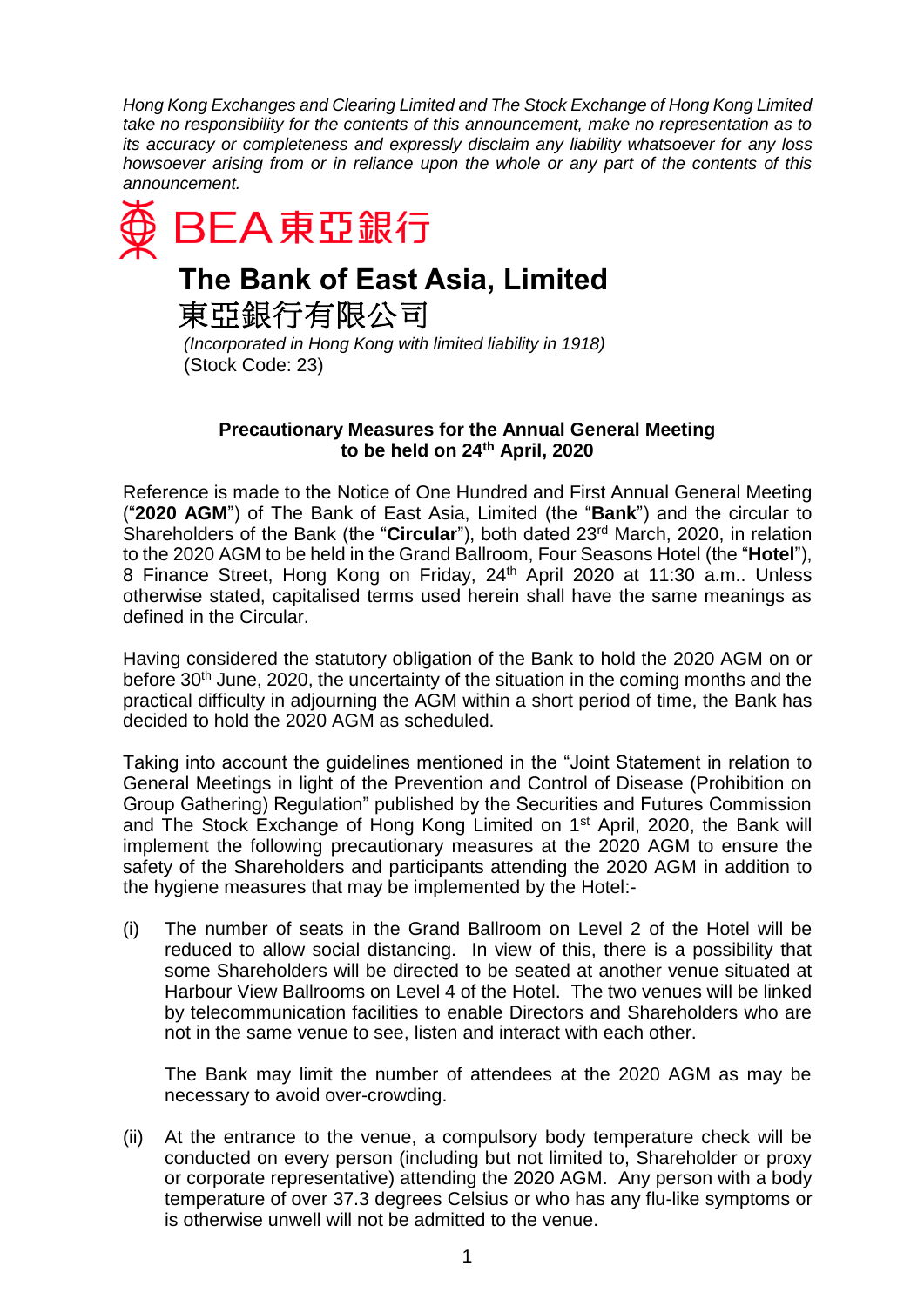*Hong Kong Exchanges and Clearing Limited and The Stock Exchange of Hong Kong Limited take no responsibility for the contents of this announcement, make no representation as to its accuracy or completeness and expressly disclaim any liability whatsoever for any loss howsoever arising from or in reliance upon the whole or any part of the contents of this announcement.*

BEA東亞銀行

# The Bank of East Asia, Limited

東亞銀行有限公司

*(Incorporated in Hong Kong with limited liability in 1918)*
(Stock Code: 23)

**Precautionary Measures for the Annual General Meeting to be held on 24th April, 2020**

Reference is made to the Notice of One Hundred and First Annual General Meeting ("**2020 AGM**") of The Bank of East Asia, Limited (the "**Bank**") and the circular to Shareholders of the Bank (the "**Circular**"), both dated 23rd March, 2020, in relation to the 2020 AGM to be held in the Grand Ballroom, Four Seasons Hotel (the "**Hotel**"), 8 Finance Street, Hong Kong on Friday, 24th April 2020 at 11:30 a.m.. Unless otherwise stated, capitalised terms used herein shall have the same meanings as defined in the Circular.

Having considered the statutory obligation of the Bank to hold the 2020 AGM on or before 30th June, 2020, the uncertainty of the situation in the coming months and the practical difficulty in adjourning the AGM within a short period of time, the Bank has decided to hold the 2020 AGM as scheduled.

Taking into account the guidelines mentioned in the "Joint Statement in relation to General Meetings in light of the Prevention and Control of Disease (Prohibition on Group Gathering) Regulation" published by the Securities and Futures Commission and The Stock Exchange of Hong Kong Limited on 1st April, 2020, the Bank will implement the following precautionary measures at the 2020 AGM to ensure the safety of the Shareholders and participants attending the 2020 AGM in addition to the hygiene measures that may be implemented by the Hotel:-

(i) The number of seats in the Grand Ballroom on Level 2 of the Hotel will be reduced to allow social distancing. In view of this, there is a possibility that some Shareholders will be directed to be seated at another venue situated at Harbour View Ballrooms on Level 4 of the Hotel. The two venues will be linked by telecommunication facilities to enable Directors and Shareholders who are not in the same venue to see, listen and interact with each other.

    The Bank may limit the number of attendees at the 2020 AGM as may be necessary to avoid over-crowding.

(ii) At the entrance to the venue, a compulsory body temperature check will be conducted on every person (including but not limited to, Shareholder or proxy or corporate representative) attending the 2020 AGM. Any person with a body temperature of over 37.3 degrees Celsius or who has any flu-like symptoms or is otherwise unwell will not be admitted to the venue.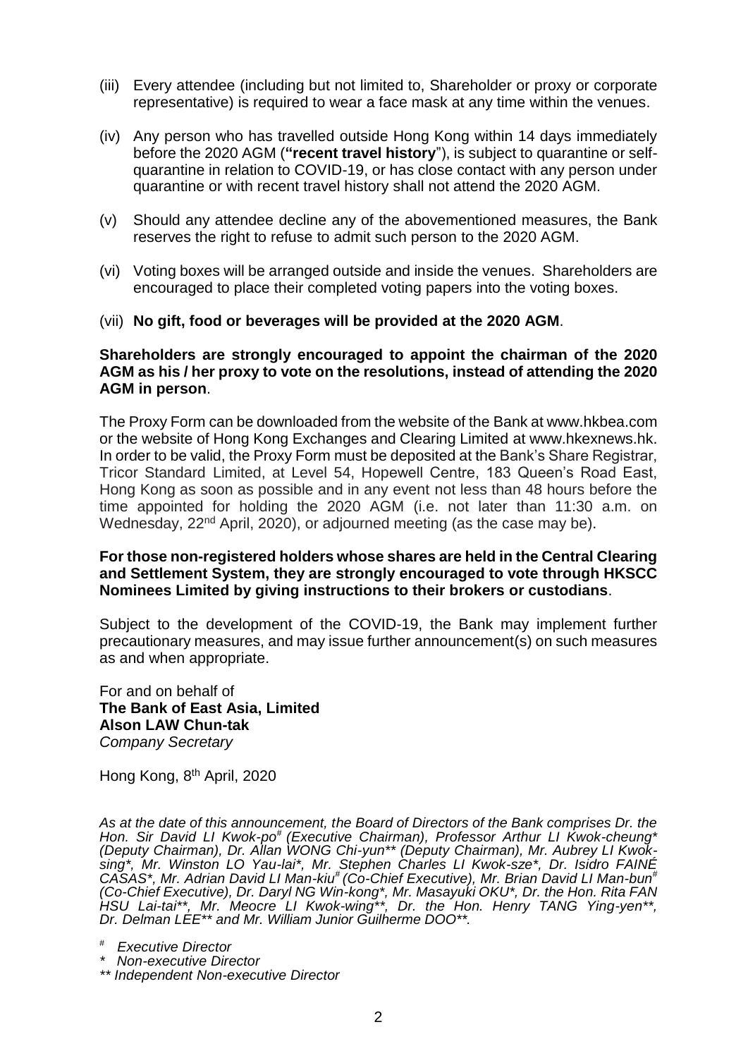(iii) Every attendee (including but not limited to, Shareholder or proxy or corporate representative) is required to wear a face mask at any time within the venues.

(iv) Any person who has travelled outside Hong Kong within 14 days immediately before the 2020 AGM (**"recent travel history**"), is subject to quarantine or self-quarantine in relation to COVID-19, or has close contact with any person under quarantine or with recent travel history shall not attend the 2020 AGM.

(v) Should any attendee decline any of the abovementioned measures, the Bank reserves the right to refuse to admit such person to the 2020 AGM.

(vi) Voting boxes will be arranged outside and inside the venues. Shareholders are encouraged to place their completed voting papers into the voting boxes.

(vii) **No gift, food or beverages will be provided at the 2020 AGM**.

**Shareholders are strongly encouraged to appoint the chairman of the 2020 AGM as his / her proxy to vote on the resolutions, instead of attending the 2020 AGM in person**.

The Proxy Form can be downloaded from the website of the Bank at www.hkbea.com or the website of Hong Kong Exchanges and Clearing Limited at www.hkexnews.hk. In order to be valid, the Proxy Form must be deposited at the Bank's Share Registrar, Tricor Standard Limited, at Level 54, Hopewell Centre, 183 Queen's Road East, Hong Kong as soon as possible and in any event not less than 48 hours before the time appointed for holding the 2020 AGM (i.e. not later than 11:30 a.m. on Wednesday, 22nd April, 2020), or adjourned meeting (as the case may be).

**For those non-registered holders whose shares are held in the Central Clearing and Settlement System, they are strongly encouraged to vote through HKSCC Nominees Limited by giving instructions to their brokers or custodians**.

Subject to the development of the COVID-19, the Bank may implement further precautionary measures, and may issue further announcement(s) on such measures as and when appropriate.

For and on behalf of
**The Bank of East Asia, Limited**
**Alson LAW Chun-tak**
*Company Secretary*

Hong Kong, 8th April, 2020

*As at the date of this announcement, the Board of Directors of the Bank comprises Dr. the Hon. Sir David LI Kwok-po# (Executive Chairman), Professor Arthur LI Kwok-cheung* (Deputy Chairman), Dr. Allan WONG Chi-yun** (Deputy Chairman), Mr. Aubrey LI Kwok-sing*, Mr. Winston LO Yau-lai*, Mr. Stephen Charles LI Kwok-sze*, Dr. Isidro FAINÉ CASAS*, Mr. Adrian David LI Man-kiu# (Co-Chief Executive), Mr. Brian David LI Man-bun# (Co-Chief Executive), Dr. Daryl NG Win-kong*, Mr. Masayuki OKU*, Dr. the Hon. Rita FAN HSU Lai-tai**, Mr. Meocre LI Kwok-wing**, Dr. the Hon. Henry TANG Ying-yen**, Dr. Delman LEE** and Mr. William Junior Guilherme DOO**.*

# *Executive Director*

\* *Non-executive Director*

** *Independent Non-executive Director*